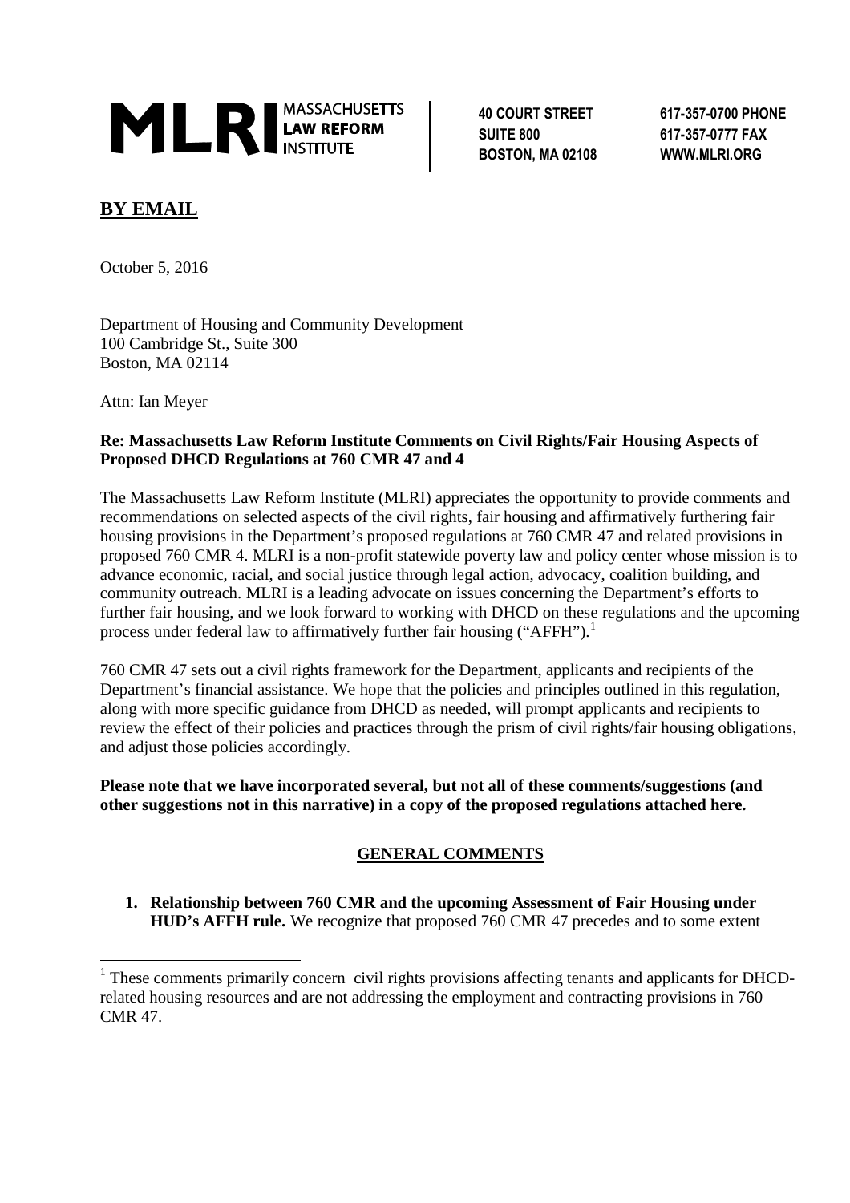**MLRI** MASSACHUSETTS LAW REFORM INSTITUTE

**40 COURT STREET**
**SUITE 800**
**BOSTON, MA 02108**

**617-357-0700 PHONE**
**617-357-0777 FAX**
**WWW.MLRI.ORG**

## BY EMAIL

October 5, 2016

Department of Housing and Community Development
100 Cambridge St., Suite 300
Boston, MA 02114

Attn: Ian Meyer

**Re: Massachusetts Law Reform Institute Comments on Civil Rights/Fair Housing Aspects of Proposed DHCD Regulations at 760 CMR 47 and 4**

The Massachusetts Law Reform Institute (MLRI) appreciates the opportunity to provide comments and recommendations on selected aspects of the civil rights, fair housing and affirmatively furthering fair housing provisions in the Department's proposed regulations at 760 CMR 47 and related provisions in proposed 760 CMR 4. MLRI is a non-profit statewide poverty law and policy center whose mission is to advance economic, racial, and social justice through legal action, advocacy, coalition building, and community outreach. MLRI is a leading advocate on issues concerning the Department's efforts to further fair housing, and we look forward to working with DHCD on these regulations and the upcoming process under federal law to affirmatively further fair housing ("AFFH").[1]

760 CMR 47 sets out a civil rights framework for the Department, applicants and recipients of the Department's financial assistance. We hope that the policies and principles outlined in this regulation, along with more specific guidance from DHCD as needed, will prompt applicants and recipients to review the effect of their policies and practices through the prism of civil rights/fair housing obligations, and adjust those policies accordingly.

**Please note that we have incorporated several, but not all of these comments/suggestions (and other suggestions not in this narrative) in a copy of the proposed regulations attached here.**

## GENERAL COMMENTS

1. **Relationship between 760 CMR and the upcoming Assessment of Fair Housing under HUD's AFFH rule.** We recognize that proposed 760 CMR 47 precedes and to some extent

[1] These comments primarily concern civil rights provisions affecting tenants and applicants for DHCD-related housing resources and are not addressing the employment and contracting provisions in 760 CMR 47.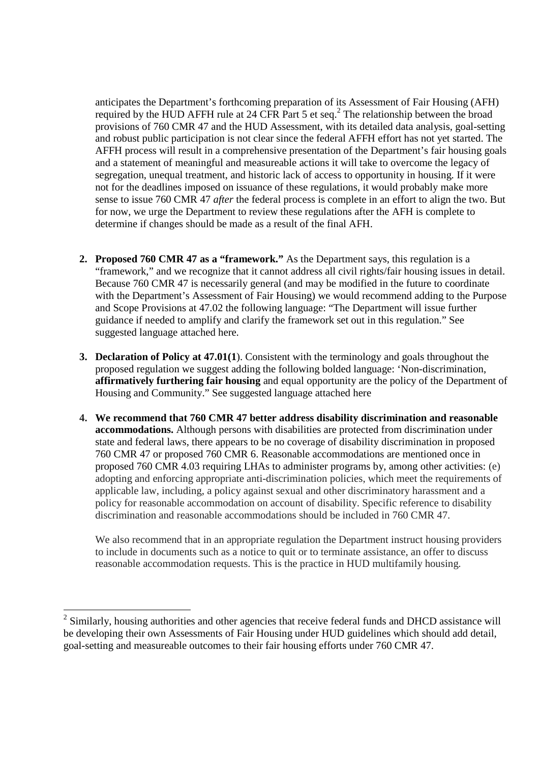anticipates the Department's forthcoming preparation of its Assessment of Fair Housing (AFH) required by the HUD AFFH rule at 24 CFR Part 5 et seq.[2] The relationship between the broad provisions of 760 CMR 47 and the HUD Assessment, with its detailed data analysis, goal-setting and robust public participation is not clear since the federal AFFH effort has not yet started. The AFFH process will result in a comprehensive presentation of the Department's fair housing goals and a statement of meaningful and measureable actions it will take to overcome the legacy of segregation, unequal treatment, and historic lack of access to opportunity in housing. If it were not for the deadlines imposed on issuance of these regulations, it would probably make more sense to issue 760 CMR 47 *after* the federal process is complete in an effort to align the two. But for now, we urge the Department to review these regulations after the AFH is complete to determine if changes should be made as a result of the final AFH.

2. **Proposed 760 CMR 47 as a "framework."** As the Department says, this regulation is a "framework," and we recognize that it cannot address all civil rights/fair housing issues in detail. Because 760 CMR 47 is necessarily general (and may be modified in the future to coordinate with the Department's Assessment of Fair Housing) we would recommend adding to the Purpose and Scope Provisions at 47.02 the following language: "The Department will issue further guidance if needed to amplify and clarify the framework set out in this regulation." See suggested language attached here.

3. **Declaration of Policy at 47.01(1**). Consistent with the terminology and goals throughout the proposed regulation we suggest adding the following bolded language: 'Non-discrimination, **affirmatively furthering fair housing** and equal opportunity are the policy of the Department of Housing and Community." See suggested language attached here

4. **We recommend that 760 CMR 47 better address disability discrimination and reasonable accommodations.** Although persons with disabilities are protected from discrimination under state and federal laws, there appears to be no coverage of disability discrimination in proposed 760 CMR 47 or proposed 760 CMR 6. Reasonable accommodations are mentioned once in proposed 760 CMR 4.03 requiring LHAs to administer programs by, among other activities: (e) adopting and enforcing appropriate anti-discrimination policies, which meet the requirements of applicable law, including, a policy against sexual and other discriminatory harassment and a policy for reasonable accommodation on account of disability. Specific reference to disability discrimination and reasonable accommodations should be included in 760 CMR 47.

   We also recommend that in an appropriate regulation the Department instruct housing providers to include in documents such as a notice to quit or to terminate assistance, an offer to discuss reasonable accommodation requests. This is the practice in HUD multifamily housing.

---

[2] Similarly, housing authorities and other agencies that receive federal funds and DHCD assistance will be developing their own Assessments of Fair Housing under HUD guidelines which should add detail, goal-setting and measureable outcomes to their fair housing efforts under 760 CMR 47.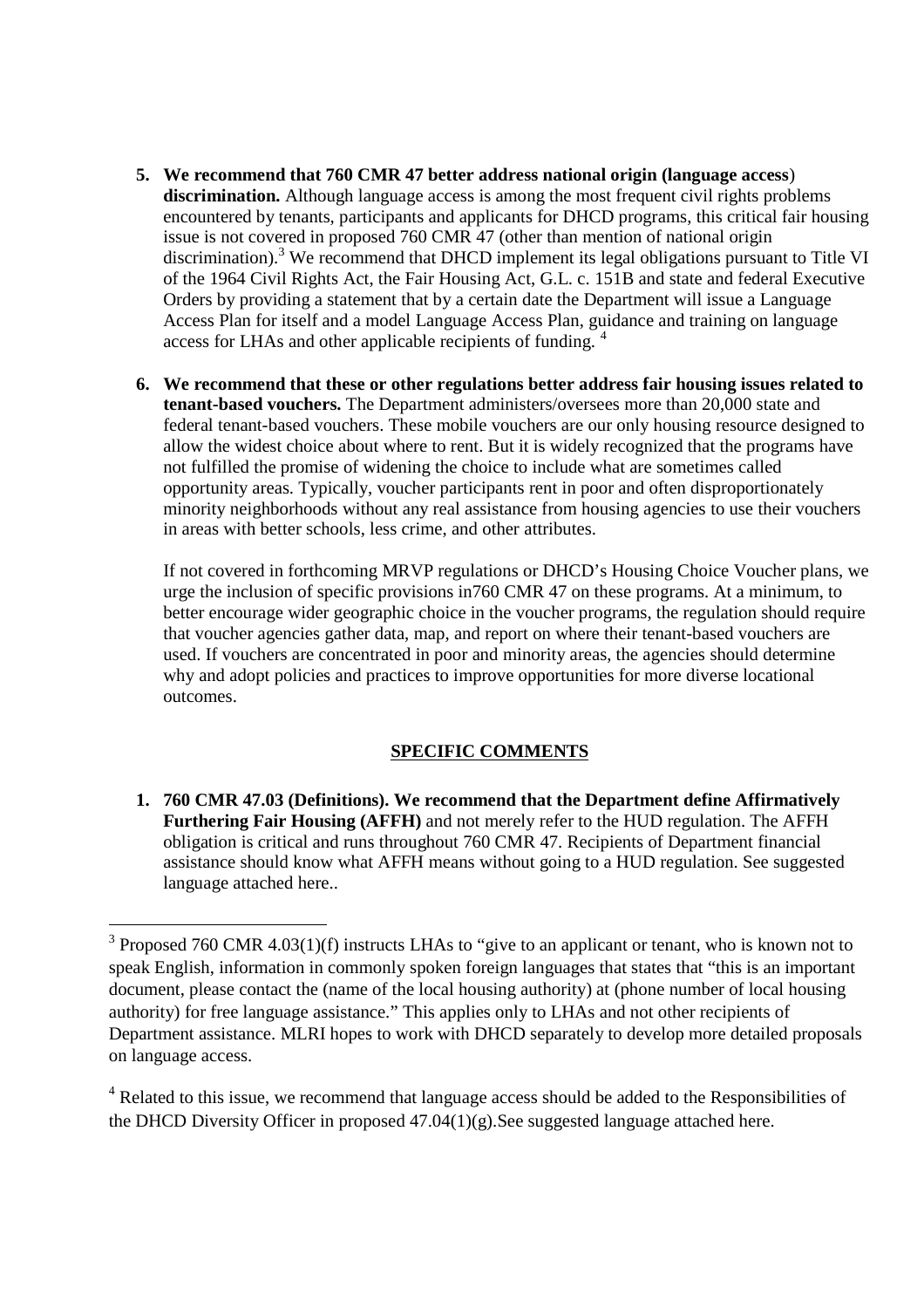5. **We recommend that 760 CMR 47 better address national origin (language access) discrimination.** Although language access is among the most frequent civil rights problems encountered by tenants, participants and applicants for DHCD programs, this critical fair housing issue is not covered in proposed 760 CMR 47 (other than mention of national origin discrimination).[3] We recommend that DHCD implement its legal obligations pursuant to Title VI of the 1964 Civil Rights Act, the Fair Housing Act, G.L. c. 151B and state and federal Executive Orders by providing a statement that by a certain date the Department will issue a Language Access Plan for itself and a model Language Access Plan, guidance and training on language access for LHAs and other applicable recipients of funding. [4]

6. **We recommend that these or other regulations better address fair housing issues related to tenant-based vouchers.** The Department administers/oversees more than 20,000 state and federal tenant-based vouchers. These mobile vouchers are our only housing resource designed to allow the widest choice about where to rent. But it is widely recognized that the programs have not fulfilled the promise of widening the choice to include what are sometimes called opportunity areas. Typically, voucher participants rent in poor and often disproportionately minority neighborhoods without any real assistance from housing agencies to use their vouchers in areas with better schools, less crime, and other attributes.

   If not covered in forthcoming MRVP regulations or DHCD's Housing Choice Voucher plans, we urge the inclusion of specific provisions in760 CMR 47 on these programs. At a minimum, to better encourage wider geographic choice in the voucher programs, the regulation should require that voucher agencies gather data, map, and report on where their tenant-based vouchers are used. If vouchers are concentrated in poor and minority areas, the agencies should determine why and adopt policies and practices to improve opportunities for more diverse locational outcomes.

## SPECIFIC COMMENTS

1. **760 CMR 47.03 (Definitions). We recommend that the Department define Affirmatively Furthering Fair Housing (AFFH)** and not merely refer to the HUD regulation. The AFFH obligation is critical and runs throughout 760 CMR 47. Recipients of Department financial assistance should know what AFFH means without going to a HUD regulation. See suggested language attached here..

---

[3] Proposed 760 CMR 4.03(1)(f) instructs LHAs to "give to an applicant or tenant, who is known not to speak English, information in commonly spoken foreign languages that states that "this is an important document, please contact the (name of the local housing authority) at (phone number of local housing authority) for free language assistance." This applies only to LHAs and not other recipients of Department assistance. MLRI hopes to work with DHCD separately to develop more detailed proposals on language access.

[4] Related to this issue, we recommend that language access should be added to the Responsibilities of the DHCD Diversity Officer in proposed 47.04(1)(g).See suggested language attached here.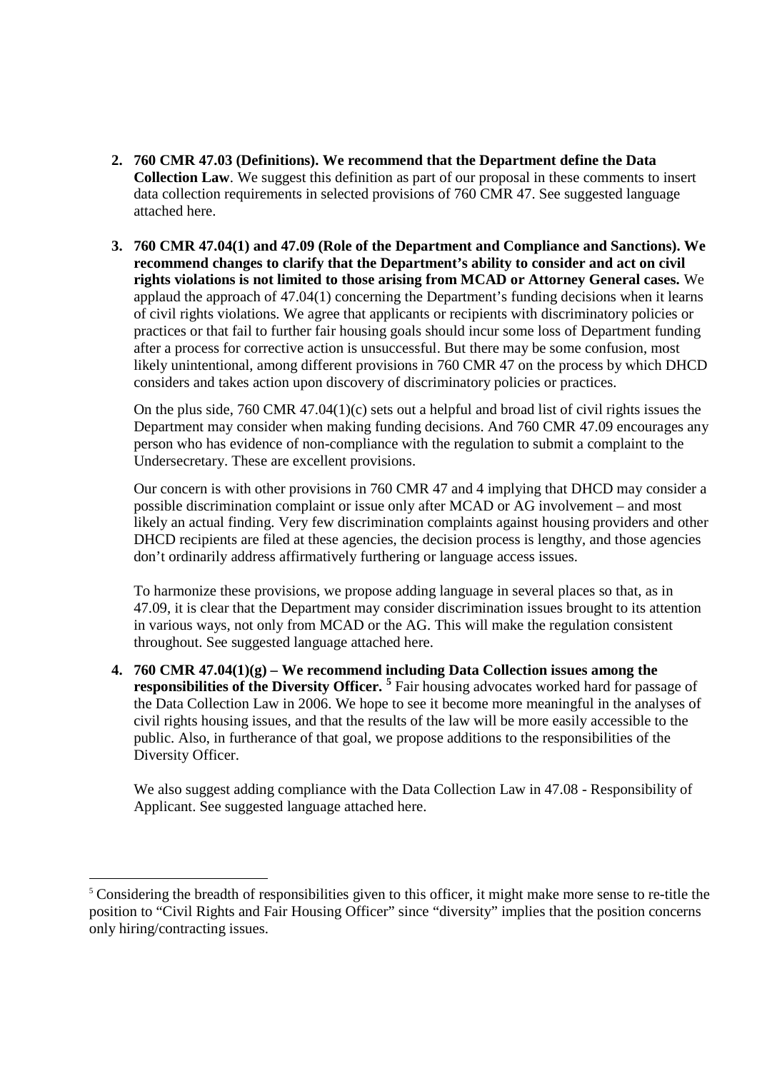2. **760 CMR 47.03 (Definitions). We recommend that the Department define the Data Collection Law**. We suggest this definition as part of our proposal in these comments to insert data collection requirements in selected provisions of 760 CMR 47. See suggested language attached here.

3. **760 CMR 47.04(1) and 47.09 (Role of the Department and Compliance and Sanctions). We recommend changes to clarify that the Department's ability to consider and act on civil rights violations is not limited to those arising from MCAD or Attorney General cases.** We applaud the approach of 47.04(1) concerning the Department's funding decisions when it learns of civil rights violations. We agree that applicants or recipients with discriminatory policies or practices or that fail to further fair housing goals should incur some loss of Department funding after a process for corrective action is unsuccessful. But there may be some confusion, most likely unintentional, among different provisions in 760 CMR 47 on the process by which DHCD considers and takes action upon discovery of discriminatory policies or practices.

   On the plus side, 760 CMR 47.04(1)(c) sets out a helpful and broad list of civil rights issues the Department may consider when making funding decisions. And 760 CMR 47.09 encourages any person who has evidence of non-compliance with the regulation to submit a complaint to the Undersecretary. These are excellent provisions.

   Our concern is with other provisions in 760 CMR 47 and 4 implying that DHCD may consider a possible discrimination complaint or issue only after MCAD or AG involvement – and most likely an actual finding. Very few discrimination complaints against housing providers and other DHCD recipients are filed at these agencies, the decision process is lengthy, and those agencies don't ordinarily address affirmatively furthering or language access issues.

   To harmonize these provisions, we propose adding language in several places so that, as in 47.09, it is clear that the Department may consider discrimination issues brought to its attention in various ways, not only from MCAD or the AG. This will make the regulation consistent throughout. See suggested language attached here.

4. **760 CMR 47.04(1)(g) – We recommend including Data Collection issues among the responsibilities of the Diversity Officer.** [5] Fair housing advocates worked hard for passage of the Data Collection Law in 2006. We hope to see it become more meaningful in the analyses of civil rights housing issues, and that the results of the law will be more easily accessible to the public. Also, in furtherance of that goal, we propose additions to the responsibilities of the Diversity Officer.

   We also suggest adding compliance with the Data Collection Law in 47.08 - Responsibility of Applicant. See suggested language attached here.

---

[5] Considering the breadth of responsibilities given to this officer, it might make more sense to re-title the position to "Civil Rights and Fair Housing Officer" since "diversity" implies that the position concerns only hiring/contracting issues.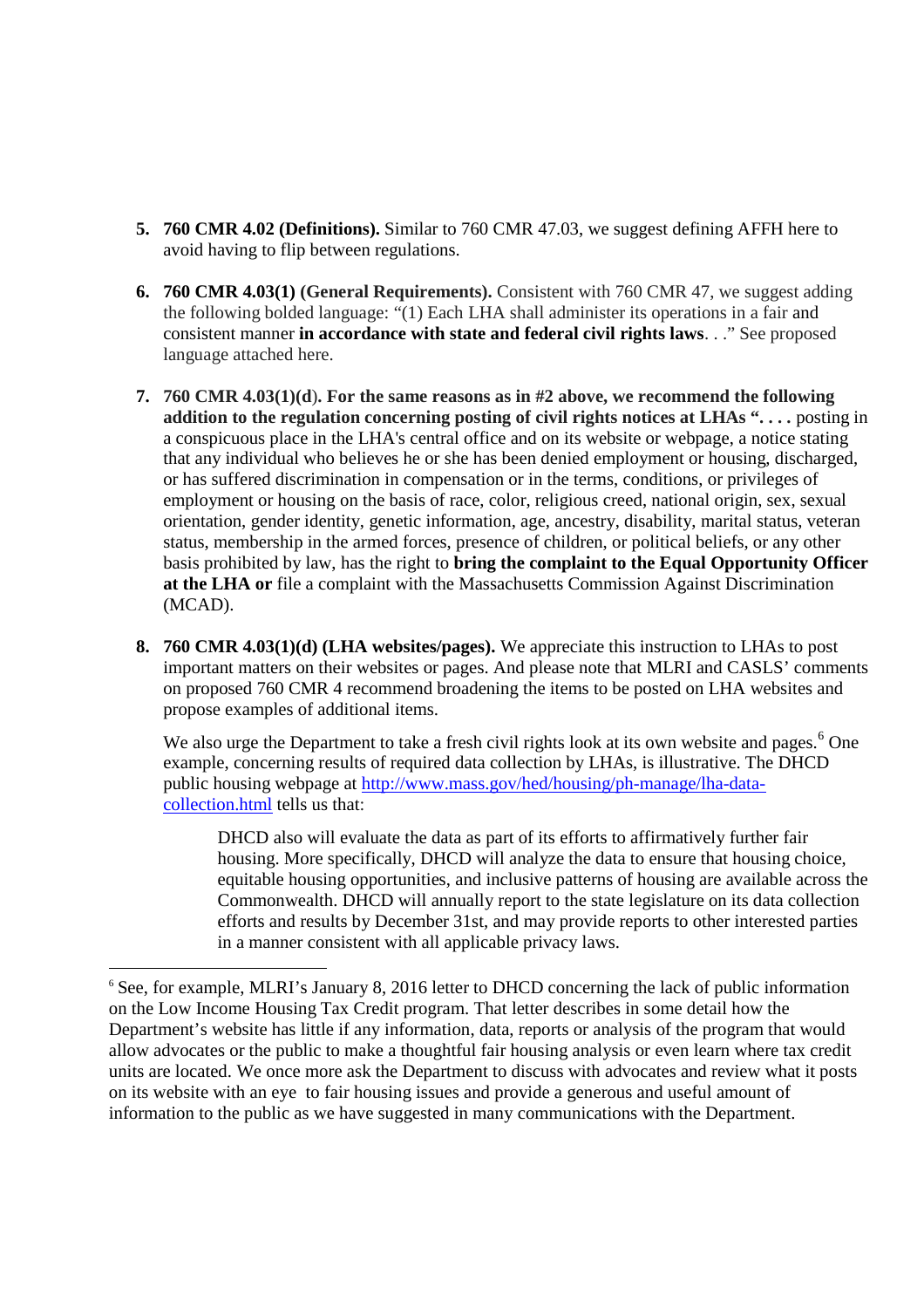5. **760 CMR 4.02 (Definitions).** Similar to 760 CMR 47.03, we suggest defining AFFH here to avoid having to flip between regulations.

6. **760 CMR 4.03(1) (General Requirements).** Consistent with 760 CMR 47, we suggest adding the following bolded language: "(1) Each LHA shall administer its operations in a fair and consistent manner **in accordance with state and federal civil rights laws**. . ." See proposed language attached here.

7. **760 CMR 4.03(1)(d). For the same reasons as in #2 above, we recommend the following addition to the regulation concerning posting of civil rights notices at LHAs ". . . .** posting in a conspicuous place in the LHA's central office and on its website or webpage, a notice stating that any individual who believes he or she has been denied employment or housing, discharged, or has suffered discrimination in compensation or in the terms, conditions, or privileges of employment or housing on the basis of race, color, religious creed, national origin, sex, sexual orientation, gender identity, genetic information, age, ancestry, disability, marital status, veteran status, membership in the armed forces, presence of children, or political beliefs, or any other basis prohibited by law, has the right to **bring the complaint to the Equal Opportunity Officer at the LHA or** file a complaint with the Massachusetts Commission Against Discrimination (MCAD).

8. **760 CMR 4.03(1)(d) (LHA websites/pages).** We appreciate this instruction to LHAs to post important matters on their websites or pages. And please note that MLRI and CASLS' comments on proposed 760 CMR 4 recommend broadening the items to be posted on LHA websites and propose examples of additional items.

   We also urge the Department to take a fresh civil rights look at its own website and pages.[6] One example, concerning results of required data collection by LHAs, is illustrative. The DHCD public housing webpage at [http://www.mass.gov/hed/housing/ph-manage/lha-data-collection.html](http://www.mass.gov/hed/housing/ph-manage/lha-data-collection.html) tells us that:

   > DHCD also will evaluate the data as part of its efforts to affirmatively further fair housing. More specifically, DHCD will analyze the data to ensure that housing choice, equitable housing opportunities, and inclusive patterns of housing are available across the Commonwealth. DHCD will annually report to the state legislature on its data collection efforts and results by December 31st, and may provide reports to other interested parties in a manner consistent with all applicable privacy laws.

---

[6] See, for example, MLRI's January 8, 2016 letter to DHCD concerning the lack of public information on the Low Income Housing Tax Credit program. That letter describes in some detail how the Department's website has little if any information, data, reports or analysis of the program that would allow advocates or the public to make a thoughtful fair housing analysis or even learn where tax credit units are located. We once more ask the Department to discuss with advocates and review what it posts on its website with an eye to fair housing issues and provide a generous and useful amount of information to the public as we have suggested in many communications with the Department.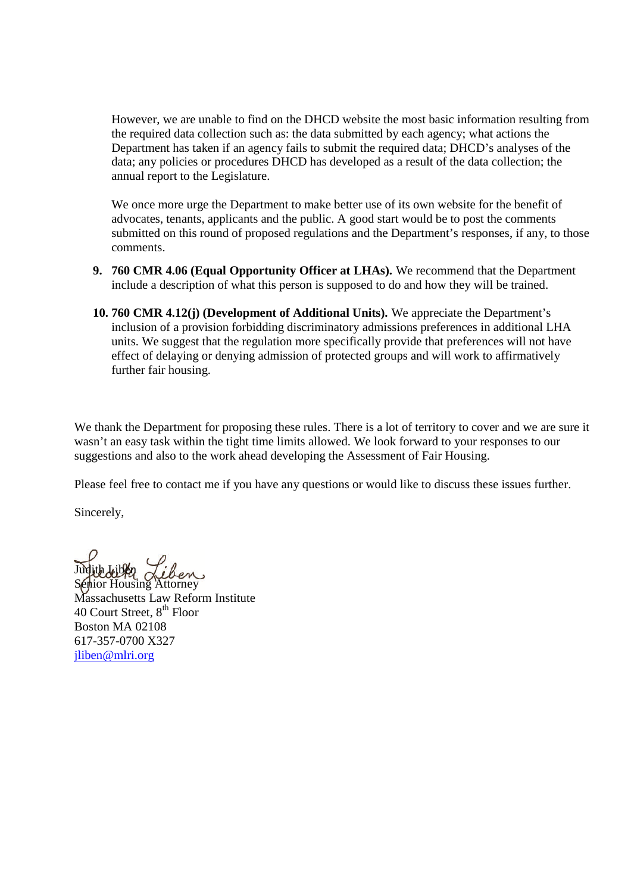However, we are unable to find on the DHCD website the most basic information resulting from the required data collection such as: the data submitted by each agency; what actions the Department has taken if an agency fails to submit the required data; DHCD's analyses of the data; any policies or procedures DHCD has developed as a result of the data collection; the annual report to the Legislature.

We once more urge the Department to make better use of its own website for the benefit of advocates, tenants, applicants and the public. A good start would be to post the comments submitted on this round of proposed regulations and the Department's responses, if any, to those comments.

9. **760 CMR 4.06 (Equal Opportunity Officer at LHAs).** We recommend that the Department include a description of what this person is supposed to do and how they will be trained.

10. **760 CMR 4.12(j) (Development of Additional Units).** We appreciate the Department's inclusion of a provision forbidding discriminatory admissions preferences in additional LHA units. We suggest that the regulation more specifically provide that preferences will not have effect of delaying or denying admission of protected groups and will work to affirmatively further fair housing.

We thank the Department for proposing these rules. There is a lot of territory to cover and we are sure it wasn't an easy task within the tight time limits allowed. We look forward to your responses to our suggestions and also to the work ahead developing the Assessment of Fair Housing.

Please feel free to contact me if you have any questions or would like to discuss these issues further.

Sincerely,

Judith Liben
Senior Housing Attorney
Massachusetts Law Reform Institute
40 Court Street, 8th Floor
Boston MA 02108
617-357-0700 X327
jliben@mlri.org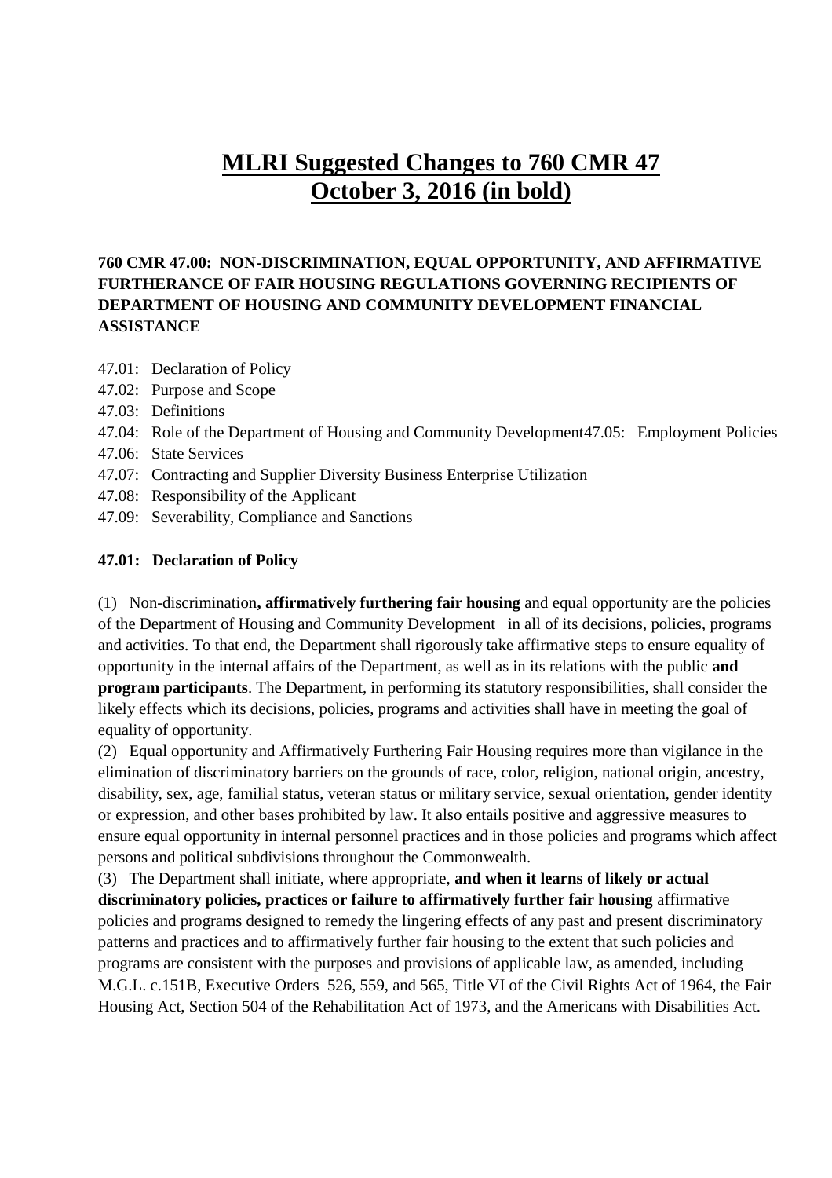# MLRI Suggested Changes to 760 CMR 47 October 3, 2016 (in bold)

**760 CMR 47.00: NON-DISCRIMINATION, EQUAL OPPORTUNITY, AND AFFIRMATIVE FURTHERANCE OF FAIR HOUSING REGULATIONS GOVERNING RECIPIENTS OF DEPARTMENT OF HOUSING AND COMMUNITY DEVELOPMENT FINANCIAL ASSISTANCE**

47.01: Declaration of Policy
47.02: Purpose and Scope
47.03: Definitions
47.04: Role of the Department of Housing and Community Development47.05: Employment Policies
47.06: State Services
47.07: Contracting and Supplier Diversity Business Enterprise Utilization
47.08: Responsibility of the Applicant
47.09: Severability, Compliance and Sanctions

**47.01: Declaration of Policy**

(1) Non-discrimination**, affirmatively furthering fair housing** and equal opportunity are the policies of the Department of Housing and Community Development in all of its decisions, policies, programs and activities. To that end, the Department shall rigorously take affirmative steps to ensure equality of opportunity in the internal affairs of the Department, as well as in its relations with the public **and program participants**. The Department, in performing its statutory responsibilities, shall consider the likely effects which its decisions, policies, programs and activities shall have in meeting the goal of equality of opportunity.

(2) Equal opportunity and Affirmatively Furthering Fair Housing requires more than vigilance in the elimination of discriminatory barriers on the grounds of race, color, religion, national origin, ancestry, disability, sex, age, familial status, veteran status or military service, sexual orientation, gender identity or expression, and other bases prohibited by law. It also entails positive and aggressive measures to ensure equal opportunity in internal personnel practices and in those policies and programs which affect persons and political subdivisions throughout the Commonwealth.

(3) The Department shall initiate, where appropriate, **and when it learns of likely or actual discriminatory policies, practices or failure to affirmatively further fair housing** affirmative policies and programs designed to remedy the lingering effects of any past and present discriminatory patterns and practices and to affirmatively further fair housing to the extent that such policies and programs are consistent with the purposes and provisions of applicable law, as amended, including M.G.L. c.151B, Executive Orders 526, 559, and 565, Title VI of the Civil Rights Act of 1964, the Fair Housing Act, Section 504 of the Rehabilitation Act of 1973, and the Americans with Disabilities Act.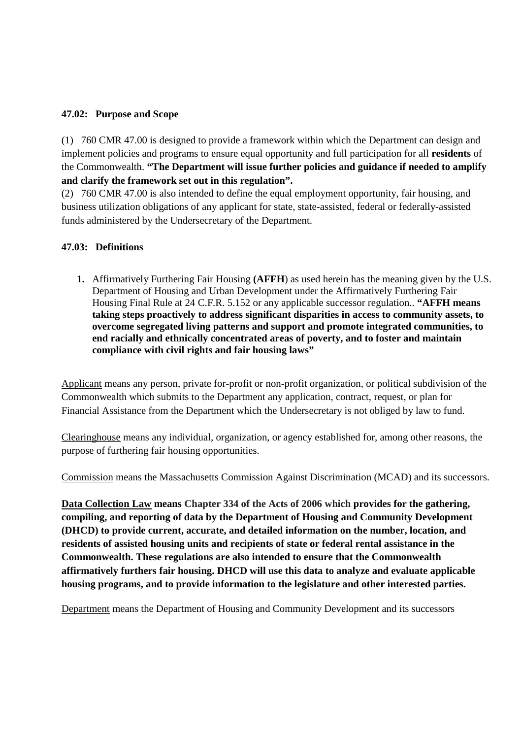**47.02: Purpose and Scope**

(1) 760 CMR 47.00 is designed to provide a framework within which the Department can design and implement policies and programs to ensure equal opportunity and full participation for all **residents** of the Commonwealth. **"The Department will issue further policies and guidance if needed to amplify and clarify the framework set out in this regulation".**

(2) 760 CMR 47.00 is also intended to define the equal employment opportunity, fair housing, and business utilization obligations of any applicant for state, state-assisted, federal or federally-assisted funds administered by the Undersecretary of the Department.

**47.03: Definitions**

1. Affirmatively Furthering Fair Housing **(AFFH**) as used herein has the meaning given by the U.S. Department of Housing and Urban Development under the Affirmatively Furthering Fair Housing Final Rule at 24 C.F.R. 5.152 or any applicable successor regulation.. **"AFFH means taking steps proactively to address significant disparities in access to community assets, to overcome segregated living patterns and support and promote integrated communities, to end racially and ethnically concentrated areas of poverty, and to foster and maintain compliance with civil rights and fair housing laws"**

Applicant means any person, private for-profit or non-profit organization, or political subdivision of the Commonwealth which submits to the Department any application, contract, request, or plan for Financial Assistance from the Department which the Undersecretary is not obliged by law to fund.

Clearinghouse means any individual, organization, or agency established for, among other reasons, the purpose of furthering fair housing opportunities.

Commission means the Massachusetts Commission Against Discrimination (MCAD) and its successors.

**Data Collection Law means Chapter 334 of the Acts of 2006 which provides for the gathering, compiling, and reporting of data by the Department of Housing and Community Development (DHCD) to provide current, accurate, and detailed information on the number, location, and residents of assisted housing units and recipients of state or federal rental assistance in the Commonwealth. These regulations are also intended to ensure that the Commonwealth affirmatively furthers fair housing. DHCD will use this data to analyze and evaluate applicable housing programs, and to provide information to the legislature and other interested parties.**

Department means the Department of Housing and Community Development and its successors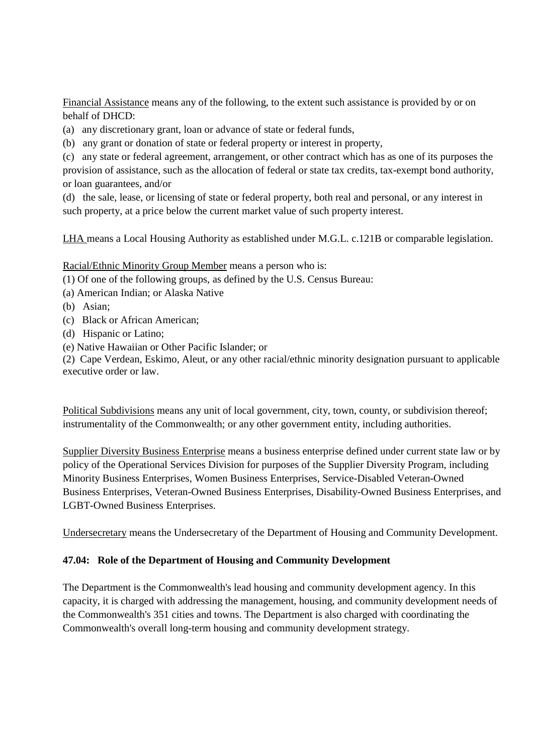Financial Assistance means any of the following, to the extent such assistance is provided by or on behalf of DHCD:

(a) any discretionary grant, loan or advance of state or federal funds,

(b) any grant or donation of state or federal property or interest in property,

(c) any state or federal agreement, arrangement, or other contract which has as one of its purposes the provision of assistance, such as the allocation of federal or state tax credits, tax-exempt bond authority, or loan guarantees, and/or

(d) the sale, lease, or licensing of state or federal property, both real and personal, or any interest in such property, at a price below the current market value of such property interest.

LHA means a Local Housing Authority as established under M.G.L. c.121B or comparable legislation.

Racial/Ethnic Minority Group Member means a person who is:

(1) Of one of the following groups, as defined by the U.S. Census Bureau:

(a) American Indian; or Alaska Native

(b) Asian;

(c) Black or African American;

(d) Hispanic or Latino;

(e) Native Hawaiian or Other Pacific Islander; or

(2) Cape Verdean, Eskimo, Aleut, or any other racial/ethnic minority designation pursuant to applicable executive order or law.

Political Subdivisions means any unit of local government, city, town, county, or subdivision thereof; instrumentality of the Commonwealth; or any other government entity, including authorities.

Supplier Diversity Business Enterprise means a business enterprise defined under current state law or by policy of the Operational Services Division for purposes of the Supplier Diversity Program, including Minority Business Enterprises, Women Business Enterprises, Service-Disabled Veteran-Owned Business Enterprises, Veteran-Owned Business Enterprises, Disability-Owned Business Enterprises, and LGBT-Owned Business Enterprises.

Undersecretary means the Undersecretary of the Department of Housing and Community Development.

**47.04: Role of the Department of Housing and Community Development**

The Department is the Commonwealth's lead housing and community development agency. In this capacity, it is charged with addressing the management, housing, and community development needs of the Commonwealth's 351 cities and towns. The Department is also charged with coordinating the Commonwealth's overall long-term housing and community development strategy.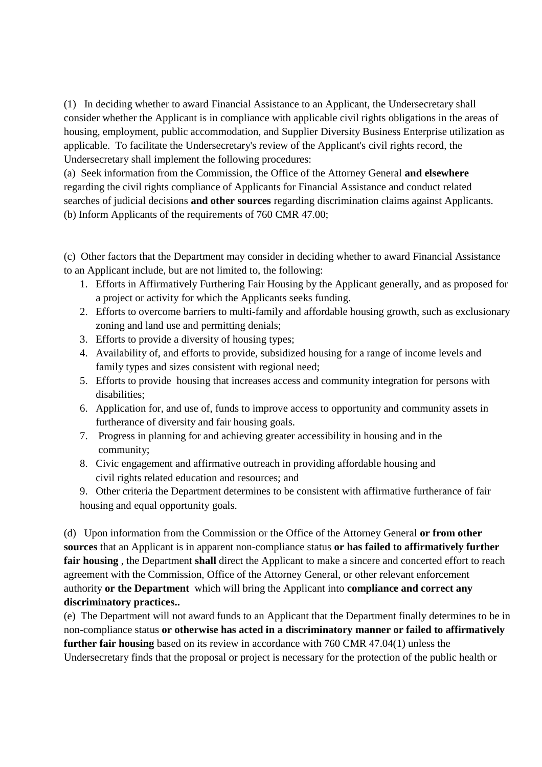(1) In deciding whether to award Financial Assistance to an Applicant, the Undersecretary shall consider whether the Applicant is in compliance with applicable civil rights obligations in the areas of housing, employment, public accommodation, and Supplier Diversity Business Enterprise utilization as applicable. To facilitate the Undersecretary's review of the Applicant's civil rights record, the Undersecretary shall implement the following procedures:

(a) Seek information from the Commission, the Office of the Attorney General **and elsewhere** regarding the civil rights compliance of Applicants for Financial Assistance and conduct related searches of judicial decisions **and other sources** regarding discrimination claims against Applicants.

(b) Inform Applicants of the requirements of 760 CMR 47.00;

(c) Other factors that the Department may consider in deciding whether to award Financial Assistance to an Applicant include, but are not limited to, the following:

1. Efforts in Affirmatively Furthering Fair Housing by the Applicant generally, and as proposed for a project or activity for which the Applicants seeks funding.
2. Efforts to overcome barriers to multi-family and affordable housing growth, such as exclusionary zoning and land use and permitting denials;
3. Efforts to provide a diversity of housing types;
4. Availability of, and efforts to provide, subsidized housing for a range of income levels and family types and sizes consistent with regional need;
5. Efforts to provide housing that increases access and community integration for persons with disabilities;
6. Application for, and use of, funds to improve access to opportunity and community assets in furtherance of diversity and fair housing goals.
7. Progress in planning for and achieving greater accessibility in housing and in the community;
8. Civic engagement and affirmative outreach in providing affordable housing and civil rights related education and resources; and
9. Other criteria the Department determines to be consistent with affirmative furtherance of fair housing and equal opportunity goals.

(d) Upon information from the Commission or the Office of the Attorney General **or from other sources** that an Applicant is in apparent non-compliance status **or has failed to affirmatively further fair housing** , the Department **shall** direct the Applicant to make a sincere and concerted effort to reach agreement with the Commission, Office of the Attorney General, or other relevant enforcement authority **or the Department** which will bring the Applicant into **compliance and correct any discriminatory practices..**

(e) The Department will not award funds to an Applicant that the Department finally determines to be in non-compliance status **or otherwise has acted in a discriminatory manner or failed to affirmatively further fair housing** based on its review in accordance with 760 CMR 47.04(1) unless the Undersecretary finds that the proposal or project is necessary for the protection of the public health or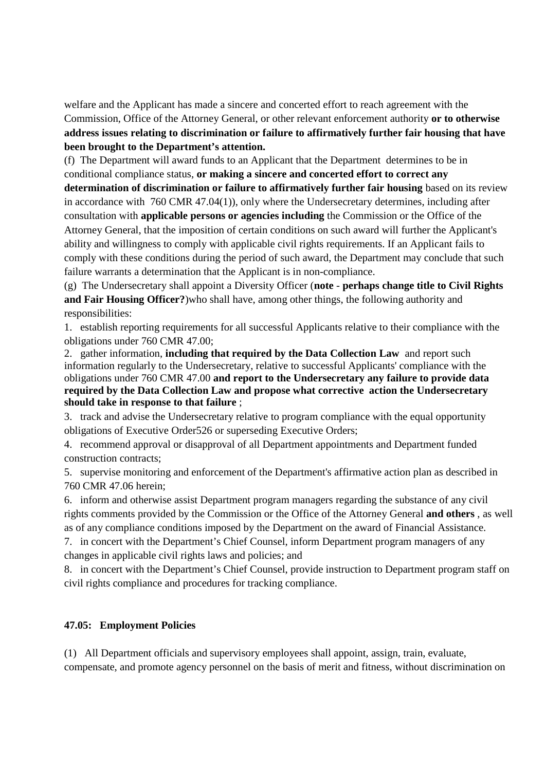welfare and the Applicant has made a sincere and concerted effort to reach agreement with the Commission, Office of the Attorney General, or other relevant enforcement authority **or to otherwise address issues relating to discrimination or failure to affirmatively further fair housing that have been brought to the Department's attention.**

(f) The Department will award funds to an Applicant that the Department determines to be in conditional compliance status, **or making a sincere and concerted effort to correct any determination of discrimination or failure to affirmatively further fair housing** based on its review in accordance with 760 CMR 47.04(1)), only where the Undersecretary determines, including after consultation with **applicable persons or agencies including** the Commission or the Office of the Attorney General, that the imposition of certain conditions on such award will further the Applicant's ability and willingness to comply with applicable civil rights requirements. If an Applicant fails to comply with these conditions during the period of such award, the Department may conclude that such failure warrants a determination that the Applicant is in non-compliance.

(g) The Undersecretary shall appoint a Diversity Officer (**note - perhaps change title to Civil Rights and Fair Housing Officer?**)who shall have, among other things, the following authority and responsibilities:

1. establish reporting requirements for all successful Applicants relative to their compliance with the obligations under 760 CMR 47.00;
2. gather information, **including that required by the Data Collection Law** and report such information regularly to the Undersecretary, relative to successful Applicants' compliance with the obligations under 760 CMR 47.00 **and report to the Undersecretary any failure to provide data required by the Data Collection Law and propose what corrective action the Undersecretary should take in response to that failure** ;
3. track and advise the Undersecretary relative to program compliance with the equal opportunity obligations of Executive Order526 or superseding Executive Orders;
4. recommend approval or disapproval of all Department appointments and Department funded construction contracts;
5. supervise monitoring and enforcement of the Department's affirmative action plan as described in 760 CMR 47.06 herein;
6. inform and otherwise assist Department program managers regarding the substance of any civil rights comments provided by the Commission or the Office of the Attorney General **and others** , as well as of any compliance conditions imposed by the Department on the award of Financial Assistance.
7. in concert with the Department's Chief Counsel, inform Department program managers of any changes in applicable civil rights laws and policies; and
8. in concert with the Department's Chief Counsel, provide instruction to Department program staff on civil rights compliance and procedures for tracking compliance.

**47.05: Employment Policies**

(1) All Department officials and supervisory employees shall appoint, assign, train, evaluate, compensate, and promote agency personnel on the basis of merit and fitness, without discrimination on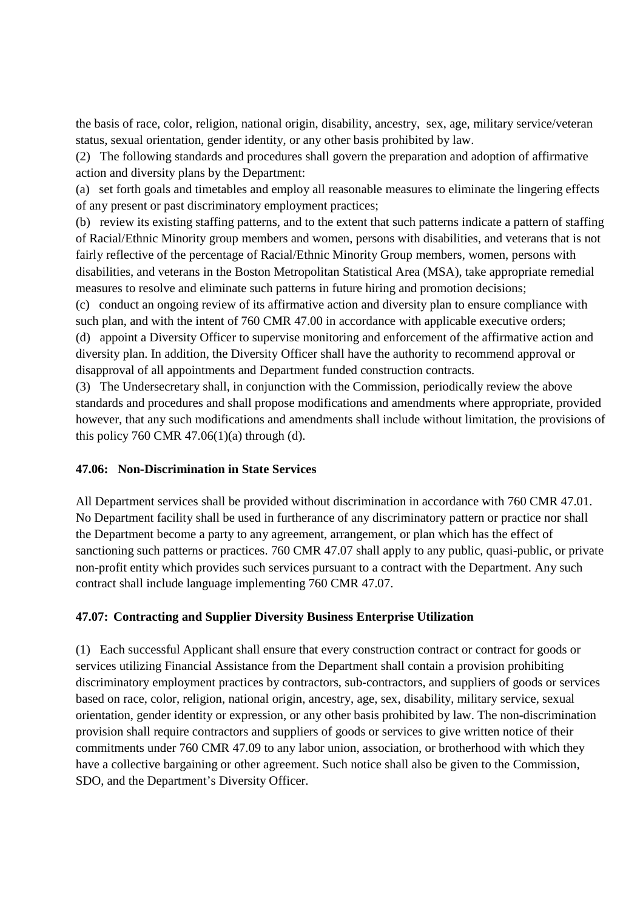the basis of race, color, religion, national origin, disability, ancestry, sex, age, military service/veteran status, sexual orientation, gender identity, or any other basis prohibited by law.

(2) The following standards and procedures shall govern the preparation and adoption of affirmative action and diversity plans by the Department:

(a) set forth goals and timetables and employ all reasonable measures to eliminate the lingering effects of any present or past discriminatory employment practices;

(b) review its existing staffing patterns, and to the extent that such patterns indicate a pattern of staffing of Racial/Ethnic Minority group members and women, persons with disabilities, and veterans that is not fairly reflective of the percentage of Racial/Ethnic Minority Group members, women, persons with disabilities, and veterans in the Boston Metropolitan Statistical Area (MSA), take appropriate remedial measures to resolve and eliminate such patterns in future hiring and promotion decisions;

(c) conduct an ongoing review of its affirmative action and diversity plan to ensure compliance with such plan, and with the intent of 760 CMR 47.00 in accordance with applicable executive orders;

(d) appoint a Diversity Officer to supervise monitoring and enforcement of the affirmative action and diversity plan. In addition, the Diversity Officer shall have the authority to recommend approval or disapproval of all appointments and Department funded construction contracts.

(3) The Undersecretary shall, in conjunction with the Commission, periodically review the above standards and procedures and shall propose modifications and amendments where appropriate, provided however, that any such modifications and amendments shall include without limitation, the provisions of this policy 760 CMR 47.06(1)(a) through (d).

### 47.06: Non-Discrimination in State Services

All Department services shall be provided without discrimination in accordance with 760 CMR 47.01. No Department facility shall be used in furtherance of any discriminatory pattern or practice nor shall the Department become a party to any agreement, arrangement, or plan which has the effect of sanctioning such patterns or practices. 760 CMR 47.07 shall apply to any public, quasi-public, or private non-profit entity which provides such services pursuant to a contract with the Department. Any such contract shall include language implementing 760 CMR 47.07.

### 47.07: Contracting and Supplier Diversity Business Enterprise Utilization

(1) Each successful Applicant shall ensure that every construction contract or contract for goods or services utilizing Financial Assistance from the Department shall contain a provision prohibiting discriminatory employment practices by contractors, sub-contractors, and suppliers of goods or services based on race, color, religion, national origin, ancestry, age, sex, disability, military service, sexual orientation, gender identity or expression, or any other basis prohibited by law. The non-discrimination provision shall require contractors and suppliers of goods or services to give written notice of their commitments under 760 CMR 47.09 to any labor union, association, or brotherhood with which they have a collective bargaining or other agreement. Such notice shall also be given to the Commission, SDO, and the Department's Diversity Officer.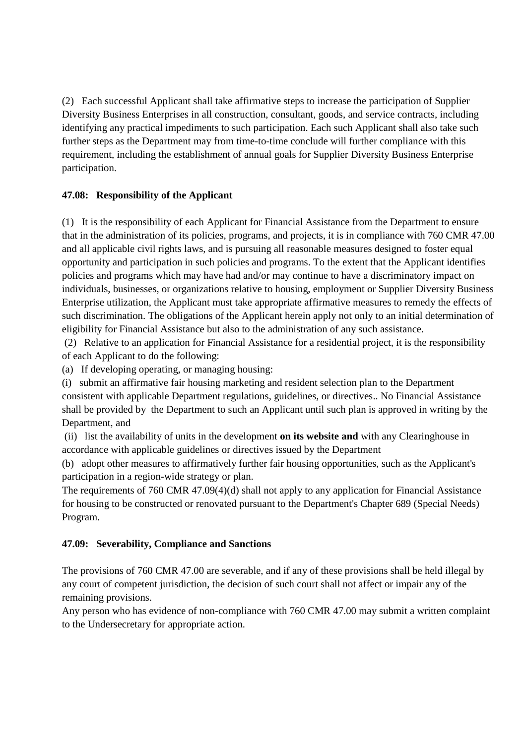(2) Each successful Applicant shall take affirmative steps to increase the participation of Supplier Diversity Business Enterprises in all construction, consultant, goods, and service contracts, including identifying any practical impediments to such participation. Each such Applicant shall also take such further steps as the Department may from time-to-time conclude will further compliance with this requirement, including the establishment of annual goals for Supplier Diversity Business Enterprise participation.

**47.08: Responsibility of the Applicant**

(1) It is the responsibility of each Applicant for Financial Assistance from the Department to ensure that in the administration of its policies, programs, and projects, it is in compliance with 760 CMR 47.00 and all applicable civil rights laws, and is pursuing all reasonable measures designed to foster equal opportunity and participation in such policies and programs. To the extent that the Applicant identifies policies and programs which may have had and/or may continue to have a discriminatory impact on individuals, businesses, or organizations relative to housing, employment or Supplier Diversity Business Enterprise utilization, the Applicant must take appropriate affirmative measures to remedy the effects of such discrimination. The obligations of the Applicant herein apply not only to an initial determination of eligibility for Financial Assistance but also to the administration of any such assistance.

(2) Relative to an application for Financial Assistance for a residential project, it is the responsibility of each Applicant to do the following:

(a) If developing operating, or managing housing:

(i) submit an affirmative fair housing marketing and resident selection plan to the Department consistent with applicable Department regulations, guidelines, or directives.. No Financial Assistance shall be provided by the Department to such an Applicant until such plan is approved in writing by the Department, and

(ii) list the availability of units in the development **on its website and** with any Clearinghouse in accordance with applicable guidelines or directives issued by the Department

(b) adopt other measures to affirmatively further fair housing opportunities, such as the Applicant's participation in a region-wide strategy or plan.

The requirements of 760 CMR 47.09(4)(d) shall not apply to any application for Financial Assistance for housing to be constructed or renovated pursuant to the Department's Chapter 689 (Special Needs) Program.

**47.09: Severability, Compliance and Sanctions**

The provisions of 760 CMR 47.00 are severable, and if any of these provisions shall be held illegal by any court of competent jurisdiction, the decision of such court shall not affect or impair any of the remaining provisions.

Any person who has evidence of non-compliance with 760 CMR 47.00 may submit a written complaint to the Undersecretary for appropriate action.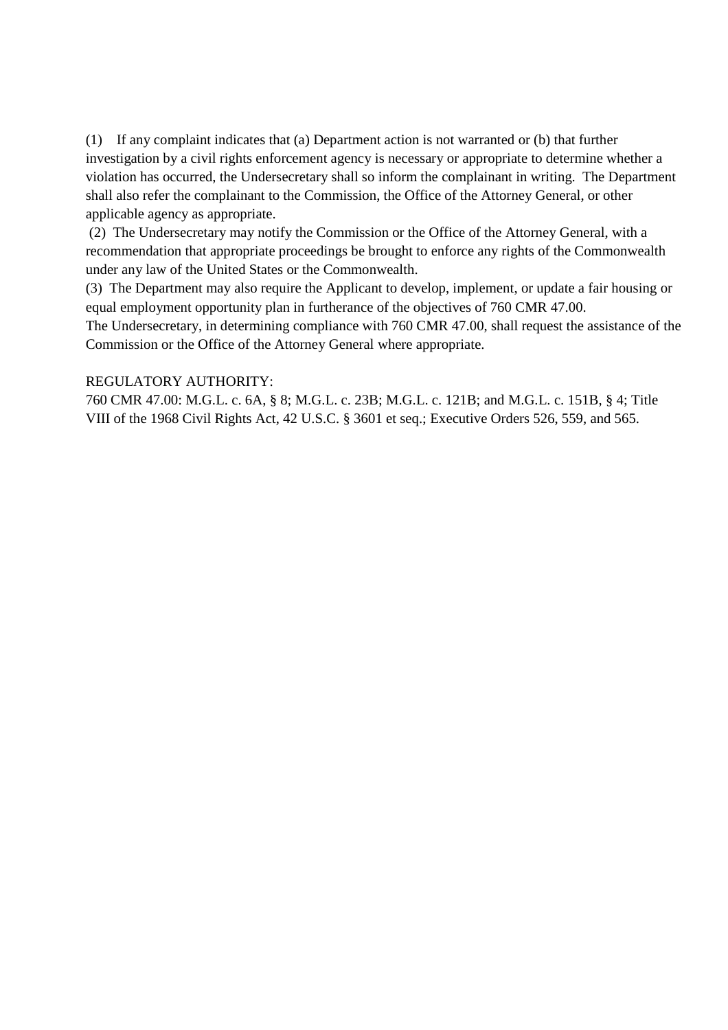(1) If any complaint indicates that (a) Department action is not warranted or (b) that further investigation by a civil rights enforcement agency is necessary or appropriate to determine whether a violation has occurred, the Undersecretary shall so inform the complainant in writing. The Department shall also refer the complainant to the Commission, the Office of the Attorney General, or other applicable agency as appropriate.

(2) The Undersecretary may notify the Commission or the Office of the Attorney General, with a recommendation that appropriate proceedings be brought to enforce any rights of the Commonwealth under any law of the United States or the Commonwealth.

(3) The Department may also require the Applicant to develop, implement, or update a fair housing or equal employment opportunity plan in furtherance of the objectives of 760 CMR 47.00.

The Undersecretary, in determining compliance with 760 CMR 47.00, shall request the assistance of the Commission or the Office of the Attorney General where appropriate.

REGULATORY AUTHORITY:

760 CMR 47.00: M.G.L. c. 6A, § 8; M.G.L. c. 23B; M.G.L. c. 121B; and M.G.L. c. 151B, § 4; Title VIII of the 1968 Civil Rights Act, 42 U.S.C. § 3601 et seq.; Executive Orders 526, 559, and 565.